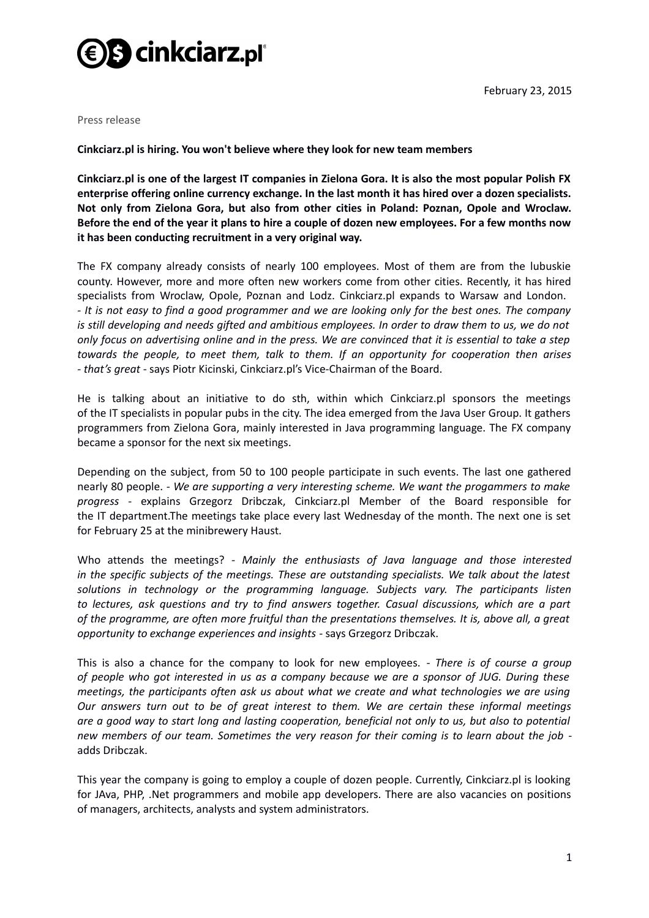February 23, 2015

Press release

**Cinkciarz.pl is hiring. You won't believe where they look for new team members**

**Cinkciarz.pl is one of the largest IT companies in Zielona Gora. It is also the most popular Polish FX enterprise offering online currency exchange. In the last month it has hired over a dozen specialists. Not only from Zielona Gora, but also from other cities in Poland: Poznan, Opole and Wroclaw. Before the end of the year it plans to hire a couple of dozen new employees. For a few months now it has been conducting recruitment in a very original way.**

The FX company already consists of nearly 100 employees. Most of them are from the lubuskie county. However, more and more often new workers come from other cities. Recently, it has hired specialists from Wroclaw, Opole, Poznan and Lodz. Cinkciarz.pl expands to Warsaw and London.
- *It is not easy to find a good programmer and we are looking only for the best ones. The company is still developing and needs gifted and ambitious employees. In order to draw them to us, we do not only focus on advertising online and in the press. We are convinced that it is essential to take a step towards the people, to meet them, talk to them. If an opportunity for cooperation then arises - that's great* - says Piotr Kicinski, Cinkciarz.pl's Vice-Chairman of the Board.

He is talking about an initiative to do sth, within which Cinkciarz.pl sponsors the meetings of the IT specialists in popular pubs in the city. The idea emerged from the Java User Group. It gathers programmers from Zielona Gora, mainly interested in Java programming language. The FX company became a sponsor for the next six meetings.

Depending on the subject, from 50 to 100 people participate in such events. The last one gathered nearly 80 people. - *We are supporting a very interesting scheme. We want the progammers to make progress* - explains Grzegorz Dribczak, Cinkciarz.pl Member of the Board responsible for the IT department.The meetings take place every last Wednesday of the month. The next one is set for February 25 at the minibrewery Haust.

Who attends the meetings? - *Mainly the enthusiasts of Java language and those interested in the specific subjects of the meetings. These are outstanding specialists. We talk about the latest solutions in technology or the programming language. Subjects vary. The participants listen to lectures, ask questions and try to find answers together. Casual discussions, which are a part of the programme, are often more fruitful than the presentations themselves. It is, above all, a great opportunity to exchange experiences and insights* - says Grzegorz Dribczak.

This is also a chance for the company to look for new employees. - *There is of course a group of people who got interested in us as a company because we are a sponsor of JUG. During these meetings, the participants often ask us about what we create and what technologies we are using Our answers turn out to be of great interest to them. We are certain these informal meetings are a good way to start long and lasting cooperation, beneficial not only to us, but also to potential new members of our team. Sometimes the very reason for their coming is to learn about the job* - adds Dribczak.

This year the company is going to employ a couple of dozen people. Currently, Cinkciarz.pl is looking for JAva, PHP, .Net programmers and mobile app developers. There are also vacancies on positions of managers, architects, analysts and system administrators.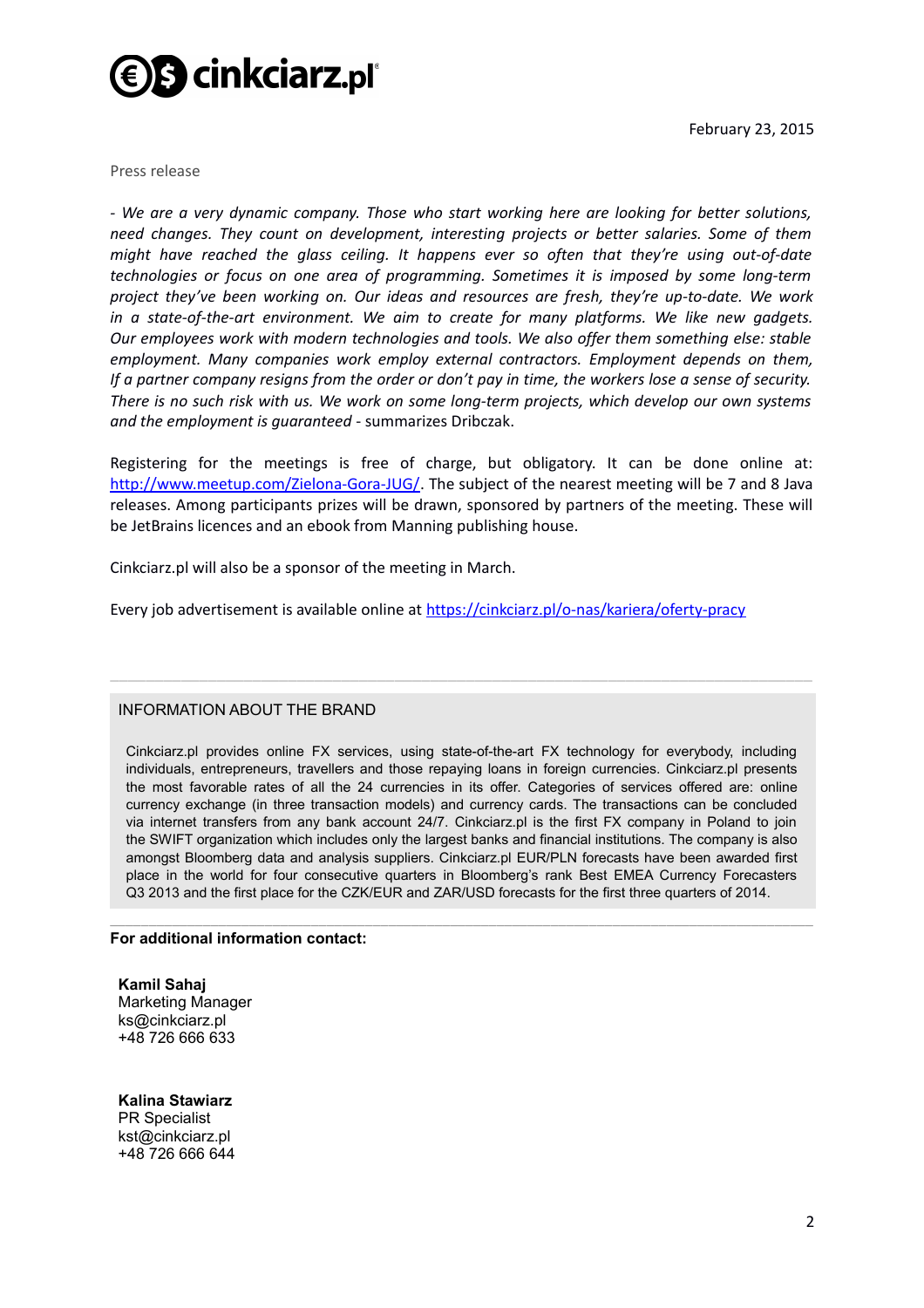February 23, 2015

Press release

*- We are a very dynamic company. Those who start working here are looking for better solutions, need changes. They count on development, interesting projects or better salaries. Some of them might have reached the glass ceiling. It happens ever so often that they're using out-of-date technologies or focus on one area of programming. Sometimes it is imposed by some long-term project they've been working on. Our ideas and resources are fresh, they're up-to-date. We work in a state-of-the-art environment. We aim to create for many platforms. We like new gadgets. Our employees work with modern technologies and tools. We also offer them something else: stable employment. Many companies work employ external contractors. Employment depends on them, If a partner company resigns from the order or don't pay in time, the workers lose a sense of security. There is no such risk with us. We work on some long-term projects, which develop our own systems and the employment is guaranteed* - summarizes Dribczak.

Registering for the meetings is free of charge, but obligatory. It can be done online at: [http://www.meetup.com/Zielona-Gora-JUG/](http://www.meetup.com/Zielona-Gora-JUG/). The subject of the nearest meeting will be 7 and 8 Java releases. Among participants prizes will be drawn, sponsored by partners of the meeting. These will be JetBrains licences and an ebook from Manning publishing house.

Cinkciarz.pl will also be a sponsor of the meeting in March.

Every job advertisement is available online at [https://cinkciarz.pl/o-nas/kariera/oferty-pracy](https://cinkciarz.pl/o-nas/kariera/oferty-pracy)

---

## INFORMATION ABOUT THE BRAND

Cinkciarz.pl provides online FX services, using state-of-the-art FX technology for everybody, including individuals, entrepreneurs, travellers and those repaying loans in foreign currencies. Cinkciarz.pl presents the most favorable rates of all the 24 currencies in its offer. Categories of services offered are: online currency exchange (in three transaction models) and currency cards. The transactions can be concluded via internet transfers from any bank account 24/7. Cinkciarz.pl is the first FX company in Poland to join the SWIFT organization which includes only the largest banks and financial institutions. The company is also amongst Bloomberg data and analysis suppliers. Cinkciarz.pl EUR/PLN forecasts have been awarded first place in the world for four consecutive quarters in Bloomberg's rank Best EMEA Currency Forecasters Q3 2013 and the first place for the CZK/EUR and ZAR/USD forecasts for the first three quarters of 2014.

---

**For additional information contact:**

**Kamil Sahaj**
Marketing Manager
ks@cinkciarz.pl
+48 726 666 633

**Kalina Stawiarz**
PR Specialist
kst@cinkciarz.pl
+48 726 666 644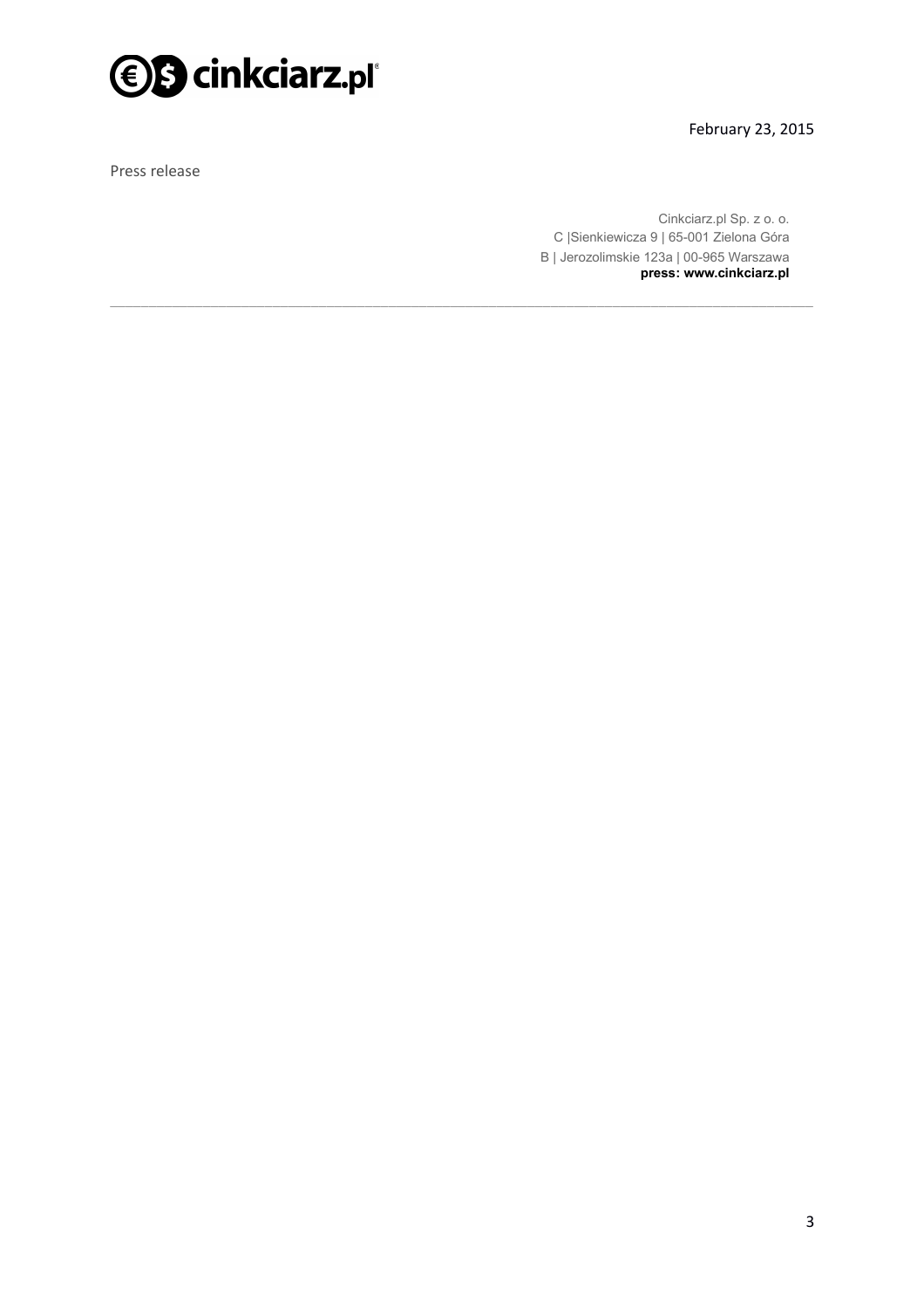February 23, 2015

Press release

Cinkciarz.pl Sp. z o. o.
C |Sienkiewicza 9 | 65-001 Zielona Góra
B | Jerozolimskie 123a | 00-965 Warszawa
**press: www.cinkciarz.pl**

---